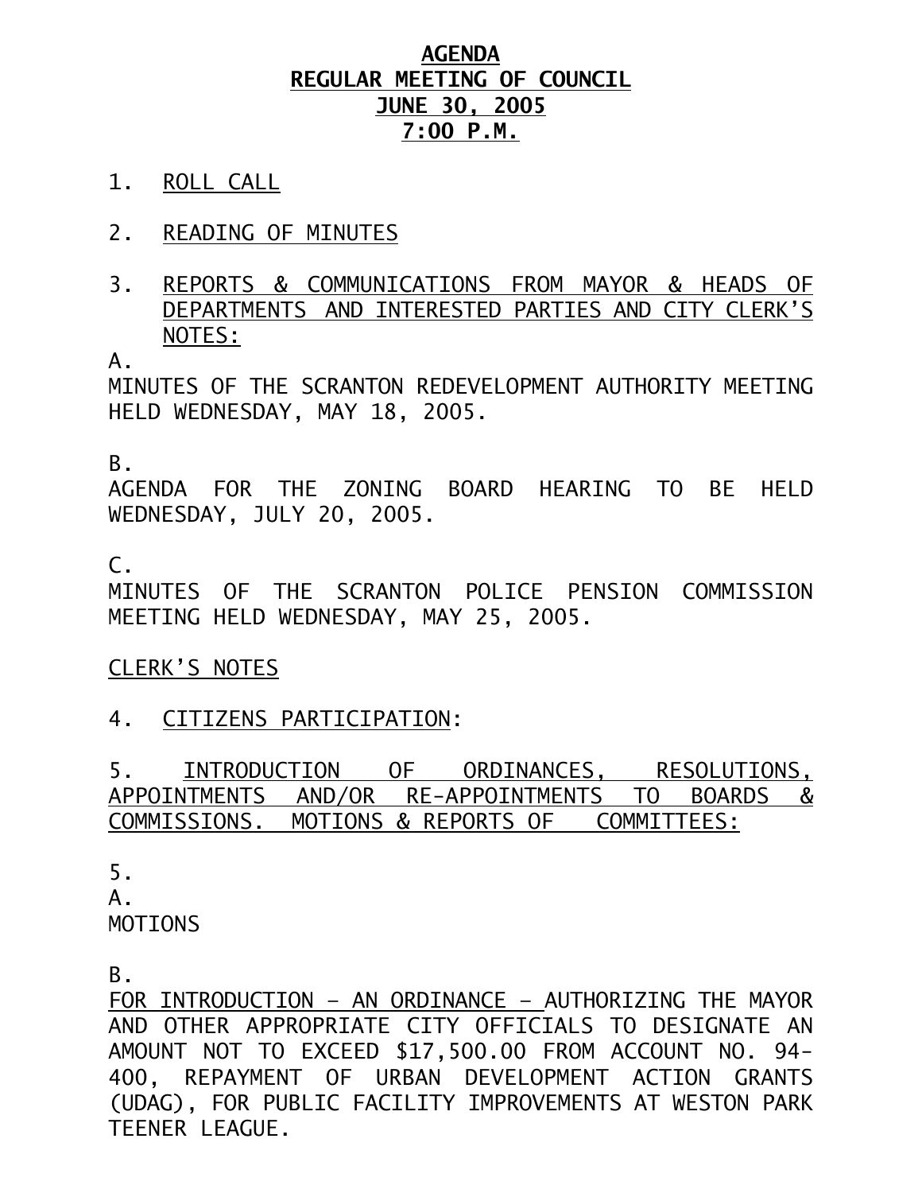# AGENDA
# REGULAR MEETING OF COUNCIL
# JUNE 30, 2005
# 7:00 P.M.

1. ROLL CALL

2. READING OF MINUTES

3. REPORTS & COMMUNICATIONS FROM MAYOR & HEADS OF DEPARTMENTS AND INTERESTED PARTIES AND CITY CLERK'S NOTES:

A.
MINUTES OF THE SCRANTON REDEVELOPMENT AUTHORITY MEETING HELD WEDNESDAY, MAY 18, 2005.

B.
AGENDA FOR THE ZONING BOARD HEARING TO BE HELD WEDNESDAY, JULY 20, 2005.

C.
MINUTES OF THE SCRANTON POLICE PENSION COMMISSION MEETING HELD WEDNESDAY, MAY 25, 2005.

CLERK'S NOTES

4. CITIZENS PARTICIPATION:

5. INTRODUCTION OF ORDINANCES, RESOLUTIONS, APPOINTMENTS AND/OR RE-APPOINTMENTS TO BOARDS & COMMISSIONS. MOTIONS & REPORTS OF COMMITTEES:

5.
A.
MOTIONS

B.
FOR INTRODUCTION – AN ORDINANCE – AUTHORIZING THE MAYOR AND OTHER APPROPRIATE CITY OFFICIALS TO DESIGNATE AN AMOUNT NOT TO EXCEED $17,500.00 FROM ACCOUNT NO. 94-400, REPAYMENT OF URBAN DEVELOPMENT ACTION GRANTS (UDAG), FOR PUBLIC FACILITY IMPROVEMENTS AT WESTON PARK TEENER LEAGUE.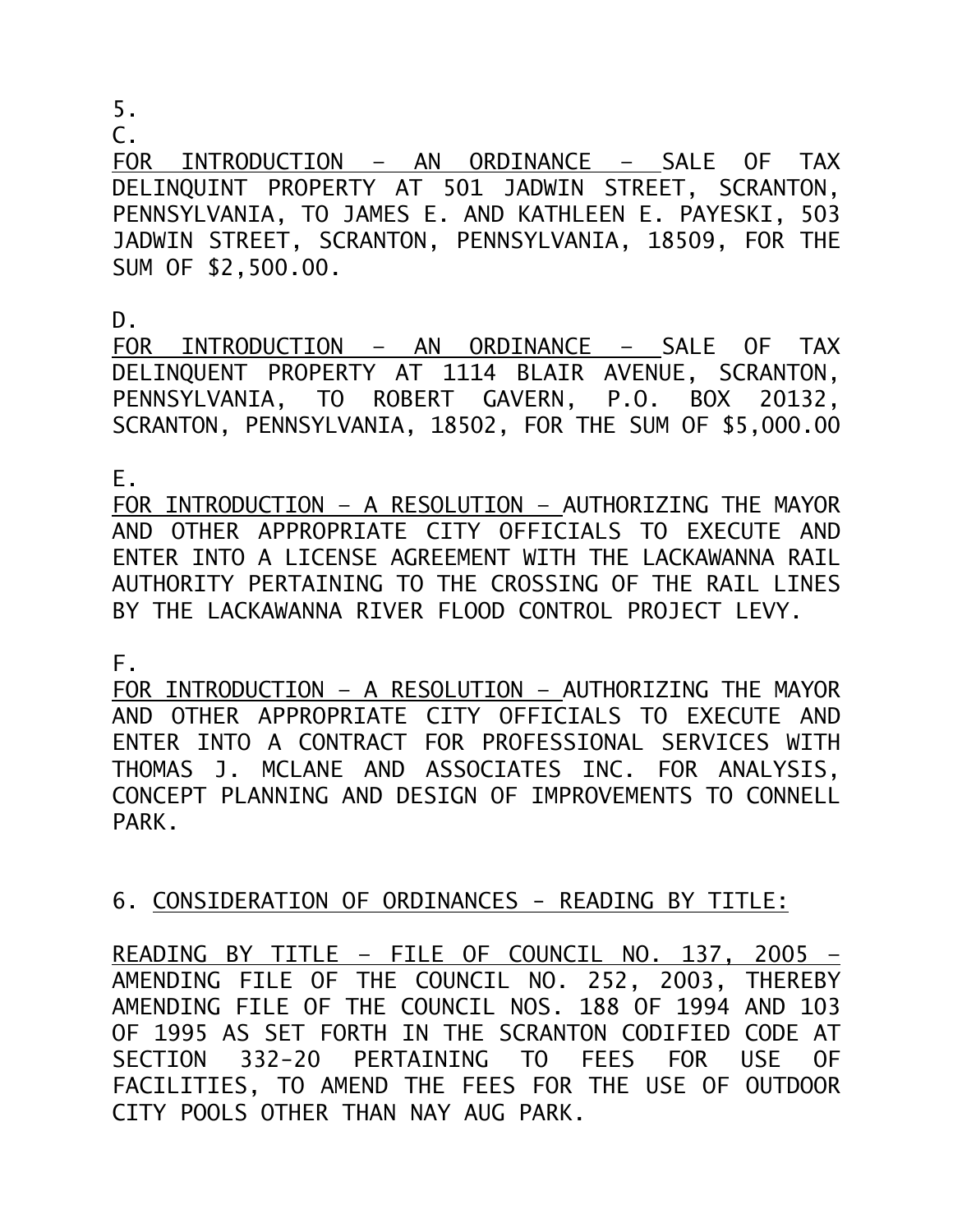5.

C.

FOR INTRODUCTION – AN ORDINANCE – SALE OF TAX DELINQUINT PROPERTY AT 501 JADWIN STREET, SCRANTON, PENNSYLVANIA, TO JAMES E. AND KATHLEEN E. PAYESKI, 503 JADWIN STREET, SCRANTON, PENNSYLVANIA, 18509, FOR THE SUM OF $2,500.00.

D.

FOR INTRODUCTION – AN ORDINANCE – SALE OF TAX DELINQUENT PROPERTY AT 1114 BLAIR AVENUE, SCRANTON, PENNSYLVANIA, TO ROBERT GAVERN, P.O. BOX 20132, SCRANTON, PENNSYLVANIA, 18502, FOR THE SUM OF $5,000.00

E.

FOR INTRODUCTION – A RESOLUTION – AUTHORIZING THE MAYOR AND OTHER APPROPRIATE CITY OFFICIALS TO EXECUTE AND ENTER INTO A LICENSE AGREEMENT WITH THE LACKAWANNA RAIL AUTHORITY PERTAINING TO THE CROSSING OF THE RAIL LINES BY THE LACKAWANNA RIVER FLOOD CONTROL PROJECT LEVY.

F.

FOR INTRODUCTION – A RESOLUTION – AUTHORIZING THE MAYOR AND OTHER APPROPRIATE CITY OFFICIALS TO EXECUTE AND ENTER INTO A CONTRACT FOR PROFESSIONAL SERVICES WITH THOMAS J. MCLANE AND ASSOCIATES INC. FOR ANALYSIS, CONCEPT PLANNING AND DESIGN OF IMPROVEMENTS TO CONNELL PARK.

6. CONSIDERATION OF ORDINANCES - READING BY TITLE:

READING BY TITLE – FILE OF COUNCIL NO. 137, 2005 – AMENDING FILE OF THE COUNCIL NO. 252, 2003, THEREBY AMENDING FILE OF THE COUNCIL NOS. 188 OF 1994 AND 103 OF 1995 AS SET FORTH IN THE SCRANTON CODIFIED CODE AT SECTION 332-20 PERTAINING TO FEES FOR USE OF FACILITIES, TO AMEND THE FEES FOR THE USE OF OUTDOOR CITY POOLS OTHER THAN NAY AUG PARK.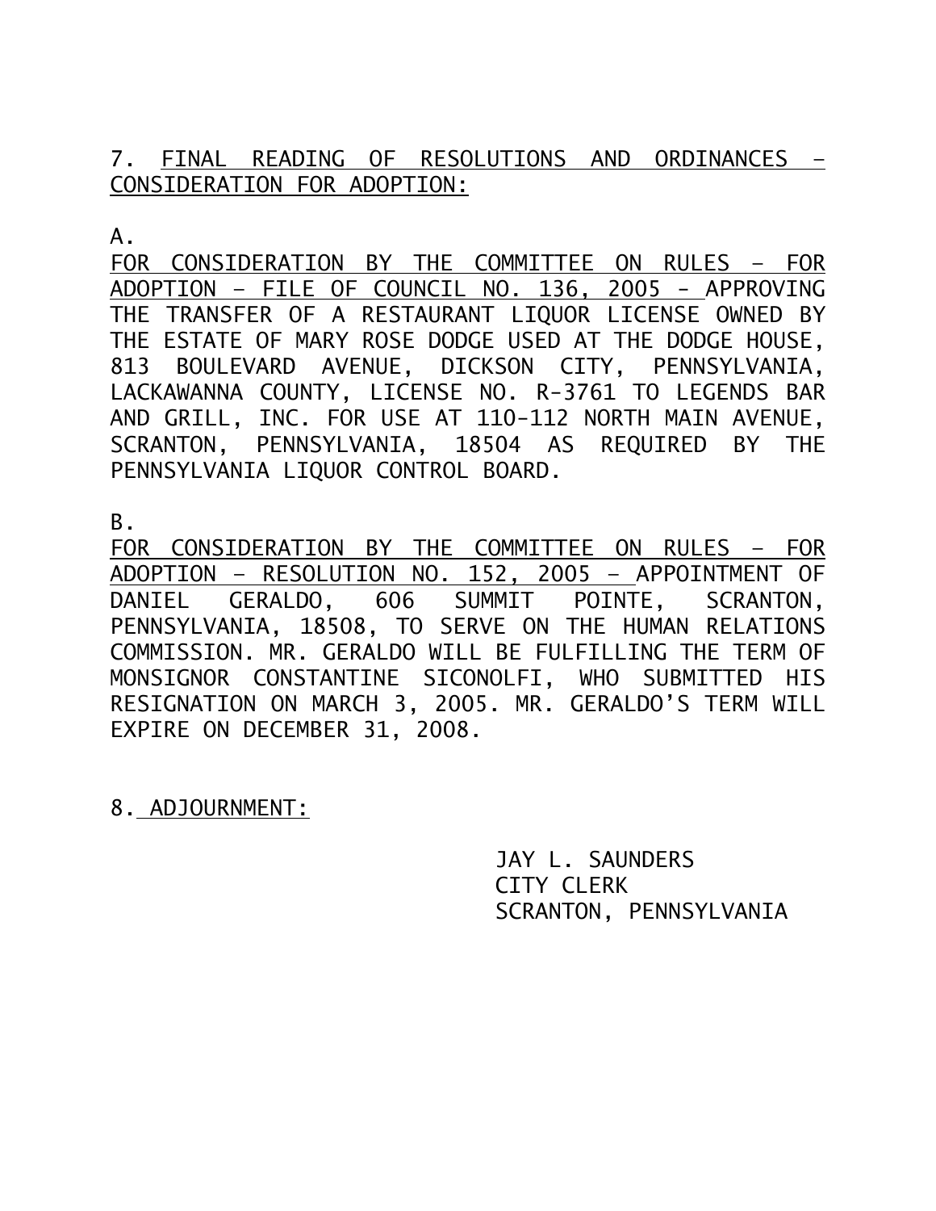7. FINAL READING OF RESOLUTIONS AND ORDINANCES – CONSIDERATION FOR ADOPTION:

A.
FOR CONSIDERATION BY THE COMMITTEE ON RULES – FOR ADOPTION – FILE OF COUNCIL NO. 136, 2005 - APPROVING THE TRANSFER OF A RESTAURANT LIQUOR LICENSE OWNED BY THE ESTATE OF MARY ROSE DODGE USED AT THE DODGE HOUSE, 813 BOULEVARD AVENUE, DICKSON CITY, PENNSYLVANIA, LACKAWANNA COUNTY, LICENSE NO. R-3761 TO LEGENDS BAR AND GRILL, INC. FOR USE AT 110-112 NORTH MAIN AVENUE, SCRANTON, PENNSYLVANIA, 18504 AS REQUIRED BY THE PENNSYLVANIA LIQUOR CONTROL BOARD.

B.
FOR CONSIDERATION BY THE COMMITTEE ON RULES – FOR ADOPTION – RESOLUTION NO. 152, 2005 – APPOINTMENT OF DANIEL GERALDO, 606 SUMMIT POINTE, SCRANTON, PENNSYLVANIA, 18508, TO SERVE ON THE HUMAN RELATIONS COMMISSION. MR. GERALDO WILL BE FULFILLING THE TERM OF MONSIGNOR CONSTANTINE SICONOLFI, WHO SUBMITTED HIS RESIGNATION ON MARCH 3, 2005. MR. GERALDO'S TERM WILL EXPIRE ON DECEMBER 31, 2008.

8. ADJOURNMENT:

JAY L. SAUNDERS
CITY CLERK
SCRANTON, PENNSYLVANIA